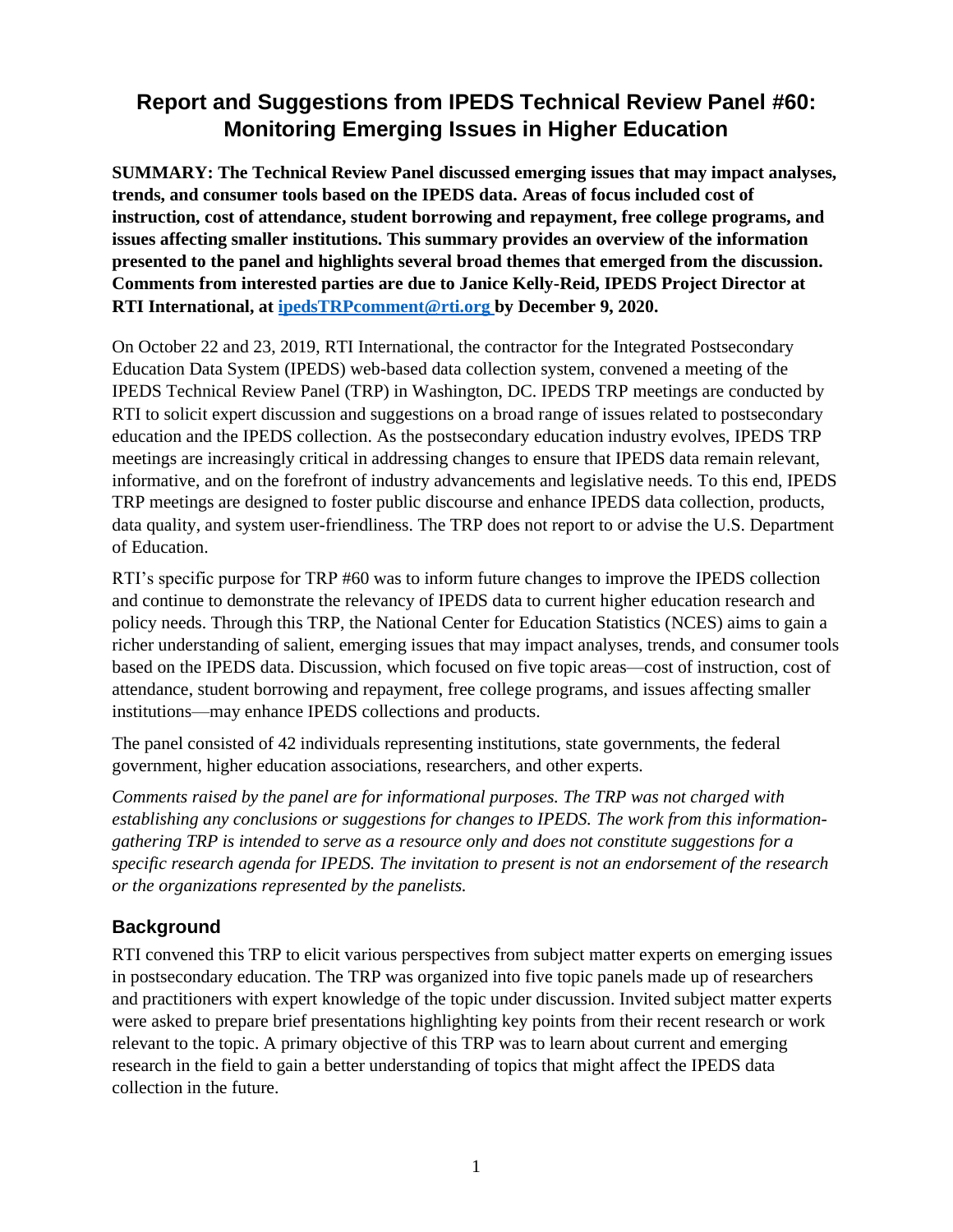# Report and Suggestions from IPEDS Technical Review Panel #60: Monitoring Emerging Issues in Higher Education

**SUMMARY: The Technical Review Panel discussed emerging issues that may impact analyses, trends, and consumer tools based on the IPEDS data. Areas of focus included cost of instruction, cost of attendance, student borrowing and repayment, free college programs, and issues affecting smaller institutions. This summary provides an overview of the information presented to the panel and highlights several broad themes that emerged from the discussion. Comments from interested parties are due to Janice Kelly-Reid, IPEDS Project Director at RTI International, at ipedsTRPcomment@rti.org by December 9, 2020.**

On October 22 and 23, 2019, RTI International, the contractor for the Integrated Postsecondary Education Data System (IPEDS) web-based data collection system, convened a meeting of the IPEDS Technical Review Panel (TRP) in Washington, DC. IPEDS TRP meetings are conducted by RTI to solicit expert discussion and suggestions on a broad range of issues related to postsecondary education and the IPEDS collection. As the postsecondary education industry evolves, IPEDS TRP meetings are increasingly critical in addressing changes to ensure that IPEDS data remain relevant, informative, and on the forefront of industry advancements and legislative needs. To this end, IPEDS TRP meetings are designed to foster public discourse and enhance IPEDS data collection, products, data quality, and system user-friendliness. The TRP does not report to or advise the U.S. Department of Education.

RTI's specific purpose for TRP #60 was to inform future changes to improve the IPEDS collection and continue to demonstrate the relevancy of IPEDS data to current higher education research and policy needs. Through this TRP, the National Center for Education Statistics (NCES) aims to gain a richer understanding of salient, emerging issues that may impact analyses, trends, and consumer tools based on the IPEDS data. Discussion, which focused on five topic areas—cost of instruction, cost of attendance, student borrowing and repayment, free college programs, and issues affecting smaller institutions—may enhance IPEDS collections and products.

The panel consisted of 42 individuals representing institutions, state governments, the federal government, higher education associations, researchers, and other experts.

*Comments raised by the panel are for informational purposes. The TRP was not charged with establishing any conclusions or suggestions for changes to IPEDS. The work from this information-gathering TRP is intended to serve as a resource only and does not constitute suggestions for a specific research agenda for IPEDS. The invitation to present is not an endorsement of the research or the organizations represented by the panelists.*

## Background

RTI convened this TRP to elicit various perspectives from subject matter experts on emerging issues in postsecondary education. The TRP was organized into five topic panels made up of researchers and practitioners with expert knowledge of the topic under discussion. Invited subject matter experts were asked to prepare brief presentations highlighting key points from their recent research or work relevant to the topic. A primary objective of this TRP was to learn about current and emerging research in the field to gain a better understanding of topics that might affect the IPEDS data collection in the future.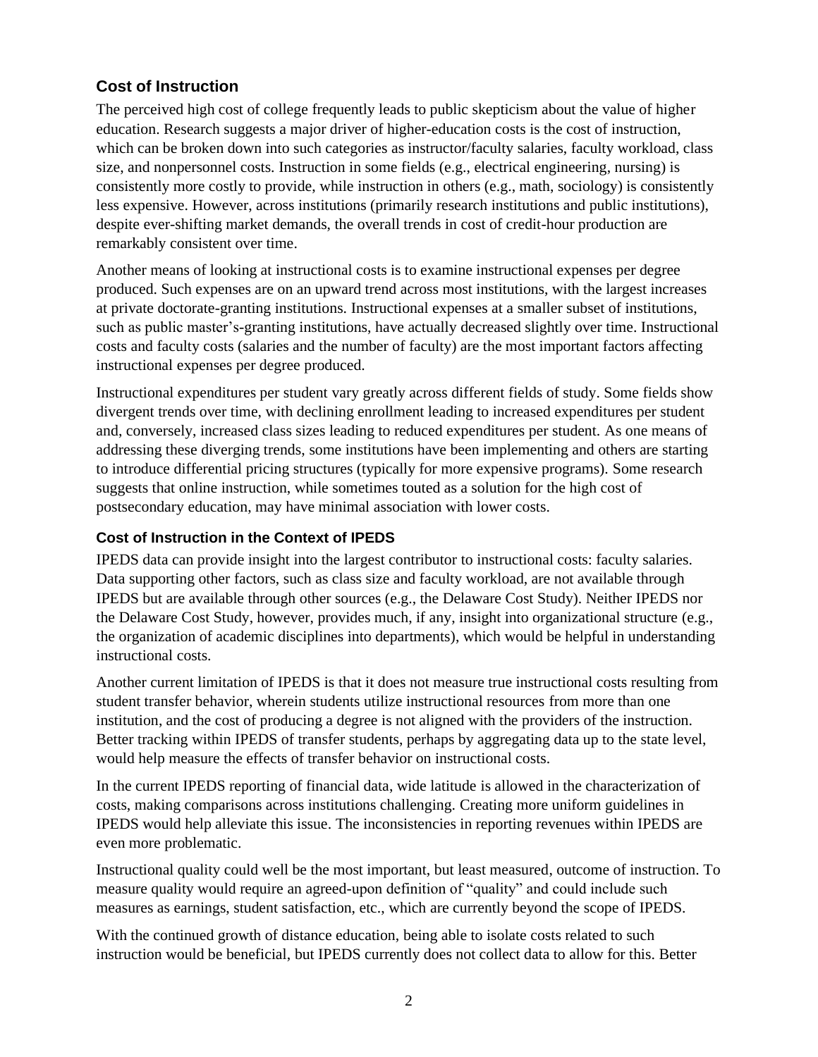## Cost of Instruction

The perceived high cost of college frequently leads to public skepticism about the value of higher education. Research suggests a major driver of higher-education costs is the cost of instruction, which can be broken down into such categories as instructor/faculty salaries, faculty workload, class size, and nonpersonnel costs. Instruction in some fields (e.g., electrical engineering, nursing) is consistently more costly to provide, while instruction in others (e.g., math, sociology) is consistently less expensive. However, across institutions (primarily research institutions and public institutions), despite ever-shifting market demands, the overall trends in cost of credit-hour production are remarkably consistent over time.

Another means of looking at instructional costs is to examine instructional expenses per degree produced. Such expenses are on an upward trend across most institutions, with the largest increases at private doctorate-granting institutions. Instructional expenses at a smaller subset of institutions, such as public master's-granting institutions, have actually decreased slightly over time. Instructional costs and faculty costs (salaries and the number of faculty) are the most important factors affecting instructional expenses per degree produced.

Instructional expenditures per student vary greatly across different fields of study. Some fields show divergent trends over time, with declining enrollment leading to increased expenditures per student and, conversely, increased class sizes leading to reduced expenditures per student. As one means of addressing these diverging trends, some institutions have been implementing and others are starting to introduce differential pricing structures (typically for more expensive programs). Some research suggests that online instruction, while sometimes touted as a solution for the high cost of postsecondary education, may have minimal association with lower costs.

### Cost of Instruction in the Context of IPEDS

IPEDS data can provide insight into the largest contributor to instructional costs: faculty salaries. Data supporting other factors, such as class size and faculty workload, are not available through IPEDS but are available through other sources (e.g., the Delaware Cost Study). Neither IPEDS nor the Delaware Cost Study, however, provides much, if any, insight into organizational structure (e.g., the organization of academic disciplines into departments), which would be helpful in understanding instructional costs.

Another current limitation of IPEDS is that it does not measure true instructional costs resulting from student transfer behavior, wherein students utilize instructional resources from more than one institution, and the cost of producing a degree is not aligned with the providers of the instruction. Better tracking within IPEDS of transfer students, perhaps by aggregating data up to the state level, would help measure the effects of transfer behavior on instructional costs.

In the current IPEDS reporting of financial data, wide latitude is allowed in the characterization of costs, making comparisons across institutions challenging. Creating more uniform guidelines in IPEDS would help alleviate this issue. The inconsistencies in reporting revenues within IPEDS are even more problematic.

Instructional quality could well be the most important, but least measured, outcome of instruction. To measure quality would require an agreed-upon definition of "quality" and could include such measures as earnings, student satisfaction, etc., which are currently beyond the scope of IPEDS.

With the continued growth of distance education, being able to isolate costs related to such instruction would be beneficial, but IPEDS currently does not collect data to allow for this. Better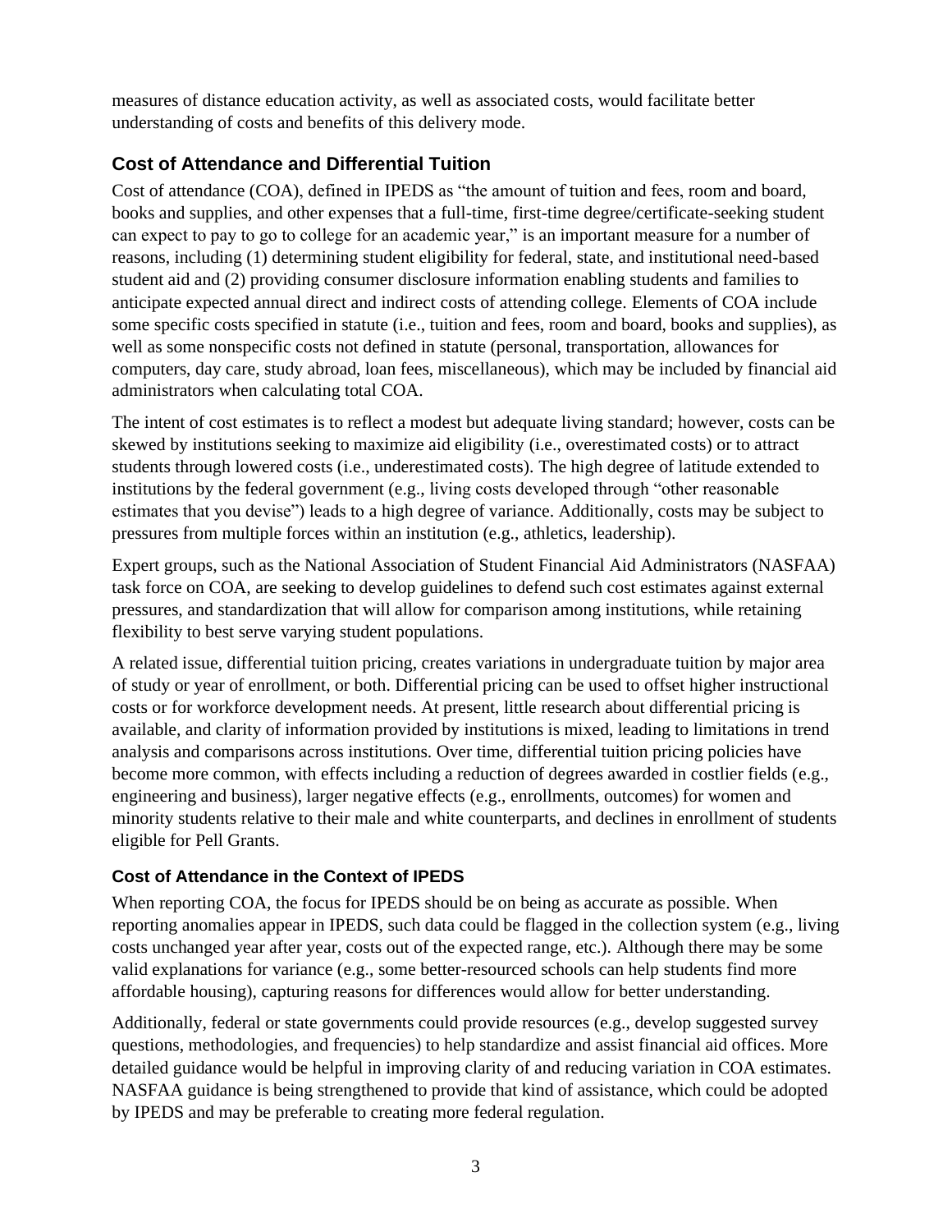measures of distance education activity, as well as associated costs, would facilitate better understanding of costs and benefits of this delivery mode.

## Cost of Attendance and Differential Tuition

Cost of attendance (COA), defined in IPEDS as "the amount of tuition and fees, room and board, books and supplies, and other expenses that a full-time, first-time degree/certificate-seeking student can expect to pay to go to college for an academic year," is an important measure for a number of reasons, including (1) determining student eligibility for federal, state, and institutional need-based student aid and (2) providing consumer disclosure information enabling students and families to anticipate expected annual direct and indirect costs of attending college. Elements of COA include some specific costs specified in statute (i.e., tuition and fees, room and board, books and supplies), as well as some nonspecific costs not defined in statute (personal, transportation, allowances for computers, day care, study abroad, loan fees, miscellaneous), which may be included by financial aid administrators when calculating total COA.

The intent of cost estimates is to reflect a modest but adequate living standard; however, costs can be skewed by institutions seeking to maximize aid eligibility (i.e., overestimated costs) or to attract students through lowered costs (i.e., underestimated costs). The high degree of latitude extended to institutions by the federal government (e.g., living costs developed through "other reasonable estimates that you devise") leads to a high degree of variance. Additionally, costs may be subject to pressures from multiple forces within an institution (e.g., athletics, leadership).

Expert groups, such as the National Association of Student Financial Aid Administrators (NASFAA) task force on COA, are seeking to develop guidelines to defend such cost estimates against external pressures, and standardization that will allow for comparison among institutions, while retaining flexibility to best serve varying student populations.

A related issue, differential tuition pricing, creates variations in undergraduate tuition by major area of study or year of enrollment, or both. Differential pricing can be used to offset higher instructional costs or for workforce development needs. At present, little research about differential pricing is available, and clarity of information provided by institutions is mixed, leading to limitations in trend analysis and comparisons across institutions. Over time, differential tuition pricing policies have become more common, with effects including a reduction of degrees awarded in costlier fields (e.g., engineering and business), larger negative effects (e.g., enrollments, outcomes) for women and minority students relative to their male and white counterparts, and declines in enrollment of students eligible for Pell Grants.

### Cost of Attendance in the Context of IPEDS

When reporting COA, the focus for IPEDS should be on being as accurate as possible. When reporting anomalies appear in IPEDS, such data could be flagged in the collection system (e.g., living costs unchanged year after year, costs out of the expected range, etc.). Although there may be some valid explanations for variance (e.g., some better-resourced schools can help students find more affordable housing), capturing reasons for differences would allow for better understanding.

Additionally, federal or state governments could provide resources (e.g., develop suggested survey questions, methodologies, and frequencies) to help standardize and assist financial aid offices. More detailed guidance would be helpful in improving clarity of and reducing variation in COA estimates. NASFAA guidance is being strengthened to provide that kind of assistance, which could be adopted by IPEDS and may be preferable to creating more federal regulation.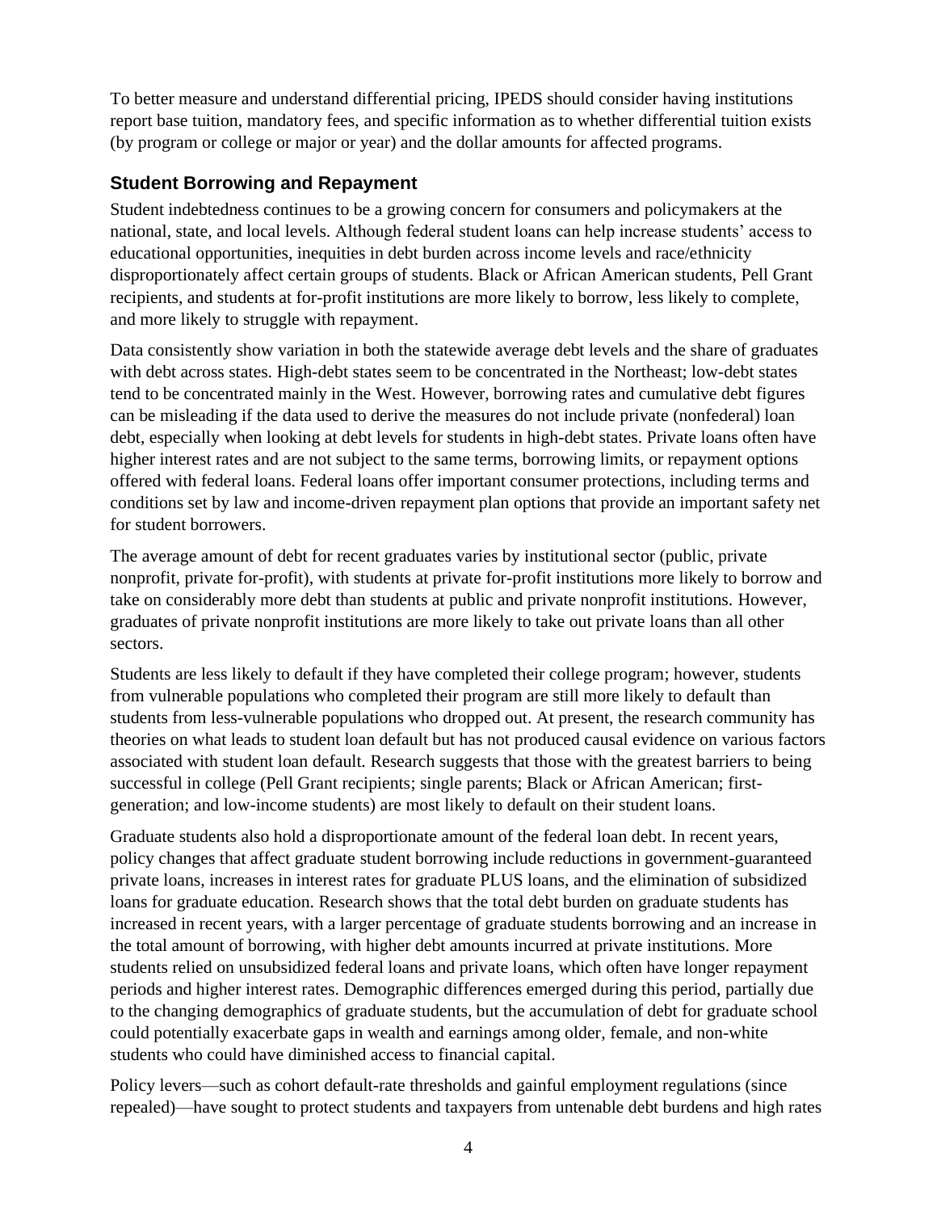To better measure and understand differential pricing, IPEDS should consider having institutions report base tuition, mandatory fees, and specific information as to whether differential tuition exists (by program or college or major or year) and the dollar amounts for affected programs.

### Student Borrowing and Repayment

Student indebtedness continues to be a growing concern for consumers and policymakers at the national, state, and local levels. Although federal student loans can help increase students' access to educational opportunities, inequities in debt burden across income levels and race/ethnicity disproportionately affect certain groups of students. Black or African American students, Pell Grant recipients, and students at for-profit institutions are more likely to borrow, less likely to complete, and more likely to struggle with repayment.

Data consistently show variation in both the statewide average debt levels and the share of graduates with debt across states. High-debt states seem to be concentrated in the Northeast; low-debt states tend to be concentrated mainly in the West. However, borrowing rates and cumulative debt figures can be misleading if the data used to derive the measures do not include private (nonfederal) loan debt, especially when looking at debt levels for students in high-debt states. Private loans often have higher interest rates and are not subject to the same terms, borrowing limits, or repayment options offered with federal loans. Federal loans offer important consumer protections, including terms and conditions set by law and income-driven repayment plan options that provide an important safety net for student borrowers.

The average amount of debt for recent graduates varies by institutional sector (public, private nonprofit, private for-profit), with students at private for-profit institutions more likely to borrow and take on considerably more debt than students at public and private nonprofit institutions. However, graduates of private nonprofit institutions are more likely to take out private loans than all other sectors.

Students are less likely to default if they have completed their college program; however, students from vulnerable populations who completed their program are still more likely to default than students from less-vulnerable populations who dropped out. At present, the research community has theories on what leads to student loan default but has not produced causal evidence on various factors associated with student loan default. Research suggests that those with the greatest barriers to being successful in college (Pell Grant recipients; single parents; Black or African American; first-generation; and low-income students) are most likely to default on their student loans.

Graduate students also hold a disproportionate amount of the federal loan debt. In recent years, policy changes that affect graduate student borrowing include reductions in government-guaranteed private loans, increases in interest rates for graduate PLUS loans, and the elimination of subsidized loans for graduate education. Research shows that the total debt burden on graduate students has increased in recent years, with a larger percentage of graduate students borrowing and an increase in the total amount of borrowing, with higher debt amounts incurred at private institutions. More students relied on unsubsidized federal loans and private loans, which often have longer repayment periods and higher interest rates. Demographic differences emerged during this period, partially due to the changing demographics of graduate students, but the accumulation of debt for graduate school could potentially exacerbate gaps in wealth and earnings among older, female, and non-white students who could have diminished access to financial capital.

Policy levers—such as cohort default-rate thresholds and gainful employment regulations (since repealed)—have sought to protect students and taxpayers from untenable debt burdens and high rates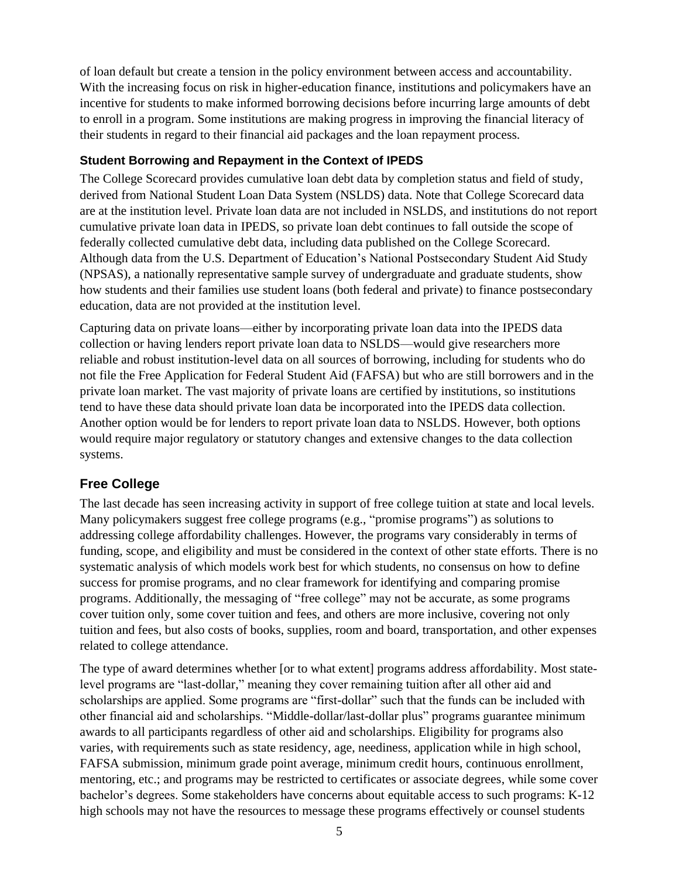of loan default but create a tension in the policy environment between access and accountability. With the increasing focus on risk in higher-education finance, institutions and policymakers have an incentive for students to make informed borrowing decisions before incurring large amounts of debt to enroll in a program. Some institutions are making progress in improving the financial literacy of their students in regard to their financial aid packages and the loan repayment process.

### Student Borrowing and Repayment in the Context of IPEDS

The College Scorecard provides cumulative loan debt data by completion status and field of study, derived from National Student Loan Data System (NSLDS) data. Note that College Scorecard data are at the institution level. Private loan data are not included in NSLDS, and institutions do not report cumulative private loan data in IPEDS, so private loan debt continues to fall outside the scope of federally collected cumulative debt data, including data published on the College Scorecard. Although data from the U.S. Department of Education's National Postsecondary Student Aid Study (NPSAS), a nationally representative sample survey of undergraduate and graduate students, show how students and their families use student loans (both federal and private) to finance postsecondary education, data are not provided at the institution level.

Capturing data on private loans—either by incorporating private loan data into the IPEDS data collection or having lenders report private loan data to NSLDS—would give researchers more reliable and robust institution-level data on all sources of borrowing, including for students who do not file the Free Application for Federal Student Aid (FAFSA) but who are still borrowers and in the private loan market. The vast majority of private loans are certified by institutions, so institutions tend to have these data should private loan data be incorporated into the IPEDS data collection. Another option would be for lenders to report private loan data to NSLDS. However, both options would require major regulatory or statutory changes and extensive changes to the data collection systems.

## Free College

The last decade has seen increasing activity in support of free college tuition at state and local levels. Many policymakers suggest free college programs (e.g., "promise programs") as solutions to addressing college affordability challenges. However, the programs vary considerably in terms of funding, scope, and eligibility and must be considered in the context of other state efforts. There is no systematic analysis of which models work best for which students, no consensus on how to define success for promise programs, and no clear framework for identifying and comparing promise programs. Additionally, the messaging of "free college" may not be accurate, as some programs cover tuition only, some cover tuition and fees, and others are more inclusive, covering not only tuition and fees, but also costs of books, supplies, room and board, transportation, and other expenses related to college attendance.

The type of award determines whether [or to what extent] programs address affordability. Most state-level programs are "last-dollar," meaning they cover remaining tuition after all other aid and scholarships are applied. Some programs are "first-dollar" such that the funds can be included with other financial aid and scholarships. "Middle-dollar/last-dollar plus" programs guarantee minimum awards to all participants regardless of other aid and scholarships. Eligibility for programs also varies, with requirements such as state residency, age, neediness, application while in high school, FAFSA submission, minimum grade point average, minimum credit hours, continuous enrollment, mentoring, etc.; and programs may be restricted to certificates or associate degrees, while some cover bachelor's degrees. Some stakeholders have concerns about equitable access to such programs: K-12 high schools may not have the resources to message these programs effectively or counsel students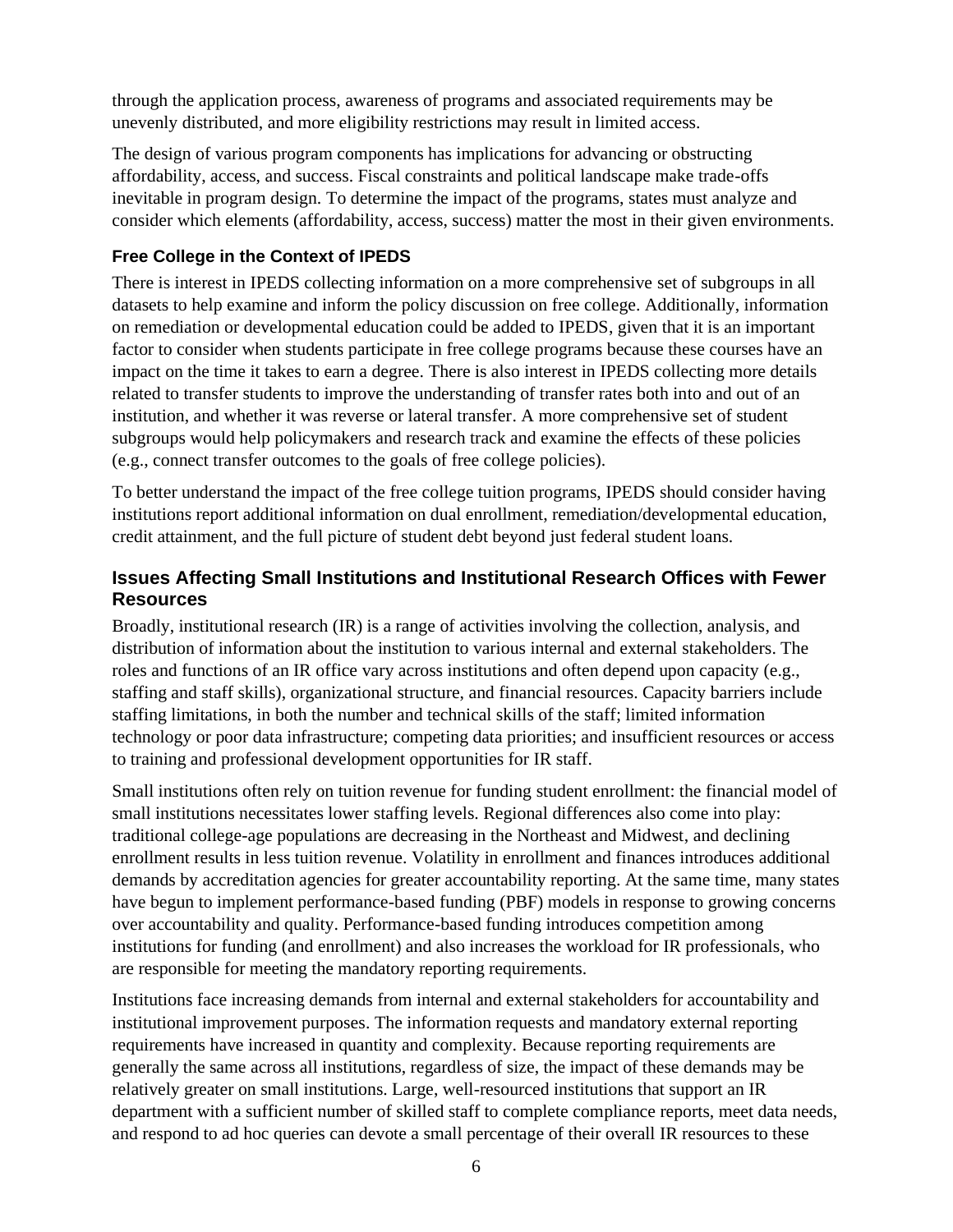through the application process, awareness of programs and associated requirements may be unevenly distributed, and more eligibility restrictions may result in limited access.

The design of various program components has implications for advancing or obstructing affordability, access, and success. Fiscal constraints and political landscape make trade-offs inevitable in program design. To determine the impact of the programs, states must analyze and consider which elements (affordability, access, success) matter the most in their given environments.

### Free College in the Context of IPEDS

There is interest in IPEDS collecting information on a more comprehensive set of subgroups in all datasets to help examine and inform the policy discussion on free college. Additionally, information on remediation or developmental education could be added to IPEDS, given that it is an important factor to consider when students participate in free college programs because these courses have an impact on the time it takes to earn a degree. There is also interest in IPEDS collecting more details related to transfer students to improve the understanding of transfer rates both into and out of an institution, and whether it was reverse or lateral transfer. A more comprehensive set of student subgroups would help policymakers and research track and examine the effects of these policies (e.g., connect transfer outcomes to the goals of free college policies).

To better understand the impact of the free college tuition programs, IPEDS should consider having institutions report additional information on dual enrollment, remediation/developmental education, credit attainment, and the full picture of student debt beyond just federal student loans.

## Issues Affecting Small Institutions and Institutional Research Offices with Fewer Resources

Broadly, institutional research (IR) is a range of activities involving the collection, analysis, and distribution of information about the institution to various internal and external stakeholders. The roles and functions of an IR office vary across institutions and often depend upon capacity (e.g., staffing and staff skills), organizational structure, and financial resources. Capacity barriers include staffing limitations, in both the number and technical skills of the staff; limited information technology or poor data infrastructure; competing data priorities; and insufficient resources or access to training and professional development opportunities for IR staff.

Small institutions often rely on tuition revenue for funding student enrollment: the financial model of small institutions necessitates lower staffing levels. Regional differences also come into play: traditional college-age populations are decreasing in the Northeast and Midwest, and declining enrollment results in less tuition revenue. Volatility in enrollment and finances introduces additional demands by accreditation agencies for greater accountability reporting. At the same time, many states have begun to implement performance-based funding (PBF) models in response to growing concerns over accountability and quality. Performance-based funding introduces competition among institutions for funding (and enrollment) and also increases the workload for IR professionals, who are responsible for meeting the mandatory reporting requirements.

Institutions face increasing demands from internal and external stakeholders for accountability and institutional improvement purposes. The information requests and mandatory external reporting requirements have increased in quantity and complexity. Because reporting requirements are generally the same across all institutions, regardless of size, the impact of these demands may be relatively greater on small institutions. Large, well-resourced institutions that support an IR department with a sufficient number of skilled staff to complete compliance reports, meet data needs, and respond to ad hoc queries can devote a small percentage of their overall IR resources to these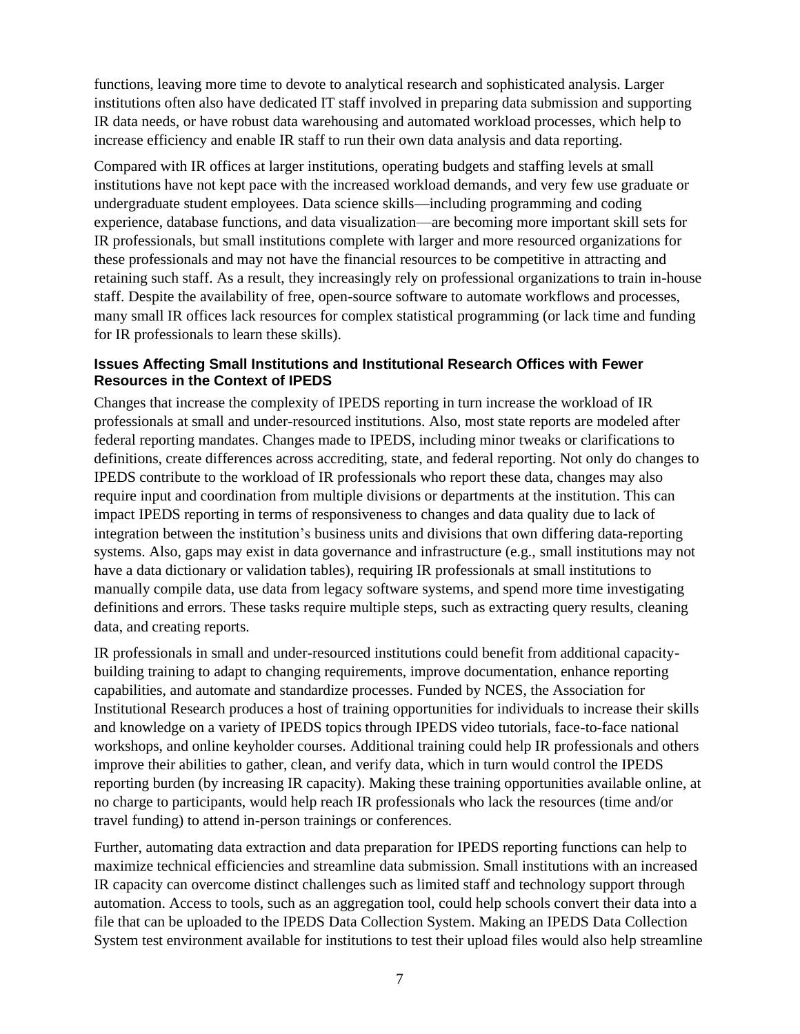functions, leaving more time to devote to analytical research and sophisticated analysis. Larger institutions often also have dedicated IT staff involved in preparing data submission and supporting IR data needs, or have robust data warehousing and automated workload processes, which help to increase efficiency and enable IR staff to run their own data analysis and data reporting.

Compared with IR offices at larger institutions, operating budgets and staffing levels at small institutions have not kept pace with the increased workload demands, and very few use graduate or undergraduate student employees. Data science skills—including programming and coding experience, database functions, and data visualization—are becoming more important skill sets for IR professionals, but small institutions complete with larger and more resourced organizations for these professionals and may not have the financial resources to be competitive in attracting and retaining such staff. As a result, they increasingly rely on professional organizations to train in-house staff. Despite the availability of free, open-source software to automate workflows and processes, many small IR offices lack resources for complex statistical programming (or lack time and funding for IR professionals to learn these skills).

#### Issues Affecting Small Institutions and Institutional Research Offices with Fewer Resources in the Context of IPEDS

Changes that increase the complexity of IPEDS reporting in turn increase the workload of IR professionals at small and under-resourced institutions. Also, most state reports are modeled after federal reporting mandates. Changes made to IPEDS, including minor tweaks or clarifications to definitions, create differences across accrediting, state, and federal reporting. Not only do changes to IPEDS contribute to the workload of IR professionals who report these data, changes may also require input and coordination from multiple divisions or departments at the institution. This can impact IPEDS reporting in terms of responsiveness to changes and data quality due to lack of integration between the institution's business units and divisions that own differing data-reporting systems. Also, gaps may exist in data governance and infrastructure (e.g., small institutions may not have a data dictionary or validation tables), requiring IR professionals at small institutions to manually compile data, use data from legacy software systems, and spend more time investigating definitions and errors. These tasks require multiple steps, such as extracting query results, cleaning data, and creating reports.

IR professionals in small and under-resourced institutions could benefit from additional capacity-building training to adapt to changing requirements, improve documentation, enhance reporting capabilities, and automate and standardize processes. Funded by NCES, the Association for Institutional Research produces a host of training opportunities for individuals to increase their skills and knowledge on a variety of IPEDS topics through IPEDS video tutorials, face-to-face national workshops, and online keyholder courses. Additional training could help IR professionals and others improve their abilities to gather, clean, and verify data, which in turn would control the IPEDS reporting burden (by increasing IR capacity). Making these training opportunities available online, at no charge to participants, would help reach IR professionals who lack the resources (time and/or travel funding) to attend in-person trainings or conferences.

Further, automating data extraction and data preparation for IPEDS reporting functions can help to maximize technical efficiencies and streamline data submission. Small institutions with an increased IR capacity can overcome distinct challenges such as limited staff and technology support through automation. Access to tools, such as an aggregation tool, could help schools convert their data into a file that can be uploaded to the IPEDS Data Collection System. Making an IPEDS Data Collection System test environment available for institutions to test their upload files would also help streamline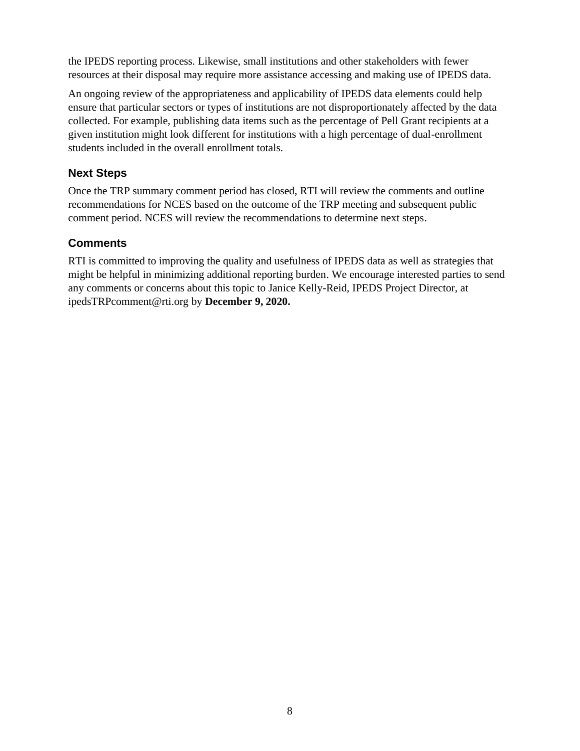the IPEDS reporting process. Likewise, small institutions and other stakeholders with fewer resources at their disposal may require more assistance accessing and making use of IPEDS data.

An ongoing review of the appropriateness and applicability of IPEDS data elements could help ensure that particular sectors or types of institutions are not disproportionately affected by the data collected. For example, publishing data items such as the percentage of Pell Grant recipients at a given institution might look different for institutions with a high percentage of dual-enrollment students included in the overall enrollment totals.

## Next Steps

Once the TRP summary comment period has closed, RTI will review the comments and outline recommendations for NCES based on the outcome of the TRP meeting and subsequent public comment period. NCES will review the recommendations to determine next steps.

## Comments

RTI is committed to improving the quality and usefulness of IPEDS data as well as strategies that might be helpful in minimizing additional reporting burden. We encourage interested parties to send any comments or concerns about this topic to Janice Kelly-Reid, IPEDS Project Director, at ipedsTRPcomment@rti.org by **December 9, 2020.**